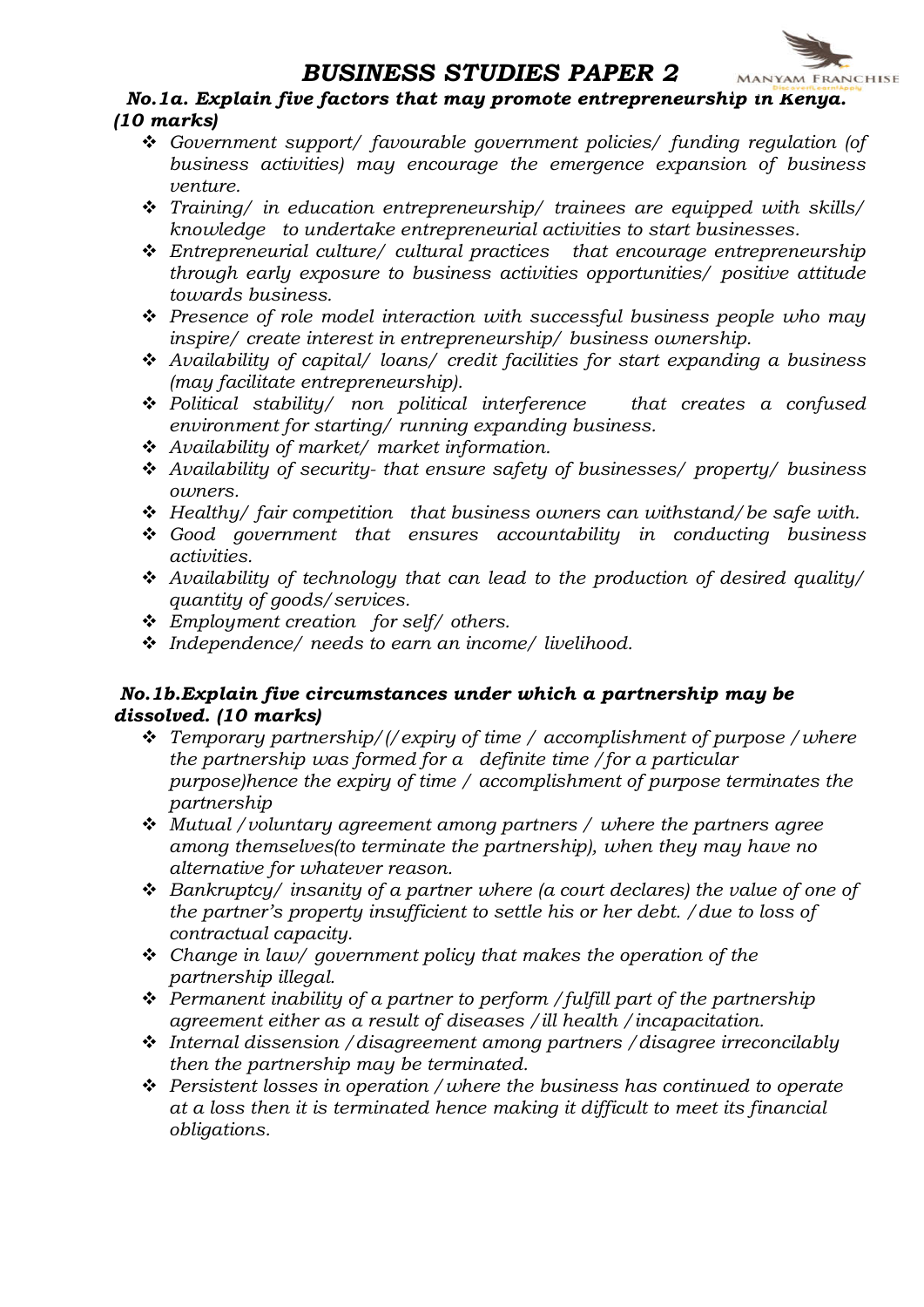# *BUSINESS STUDIES PAPER 2*

***No.1a. Explain five factors that may promote entrepreneurship in Kenya. (10 marks)***

- *Government support/ favourable government policies/ funding regulation (of business activities) may encourage the emergence expansion of business venture.*
- *Training/ in education entrepreneurship/ trainees are equipped with skills/ knowledge to undertake entrepreneurial activities to start businesses.*
- *Entrepreneurial culture/ cultural practices that encourage entrepreneurship through early exposure to business activities opportunities/ positive attitude towards business.*
- *Presence of role model interaction with successful business people who may inspire/ create interest in entrepreneurship/ business ownership.*
- *Availability of capital/ loans/ credit facilities for start expanding a business (may facilitate entrepreneurship).*
- *Political stability/ non political interference that creates a confused environment for starting/ running expanding business.*
- *Availability of market/ market information.*
- *Availability of security- that ensure safety of businesses/ property/ business owners.*
- *Healthy/ fair competition that business owners can withstand/ be safe with.*
- *Good government that ensures accountability in conducting business activities.*
- *Availability of technology that can lead to the production of desired quality/ quantity of goods/ services.*
- *Employment creation for self/ others.*
- *Independence/ needs to earn an income/ livelihood.*

***No.1b.Explain five circumstances under which a partnership may be dissolved. (10 marks)***

- *Temporary partnership/(/ expiry of time / accomplishment of purpose / where the partnership was formed for a definite time / for a particular purpose)hence the expiry of time / accomplishment of purpose terminates the partnership*
- *Mutual / voluntary agreement among partners / where the partners agree among themselves(to terminate the partnership), when they may have no alternative for whatever reason.*
- *Bankruptcy/ insanity of a partner where (a court declares) the value of one of the partner's property insufficient to settle his or her debt. / due to loss of contractual capacity.*
- *Change in law/ government policy that makes the operation of the partnership illegal.*
- *Permanent inability of a partner to perform / fulfill part of the partnership agreement either as a result of diseases / ill health / incapacitation.*
- *Internal dissension / disagreement among partners / disagree irreconcilably then the partnership may be terminated.*
- *Persistent losses in operation / where the business has continued to operate at a loss then it is terminated hence making it difficult to meet its financial obligations.*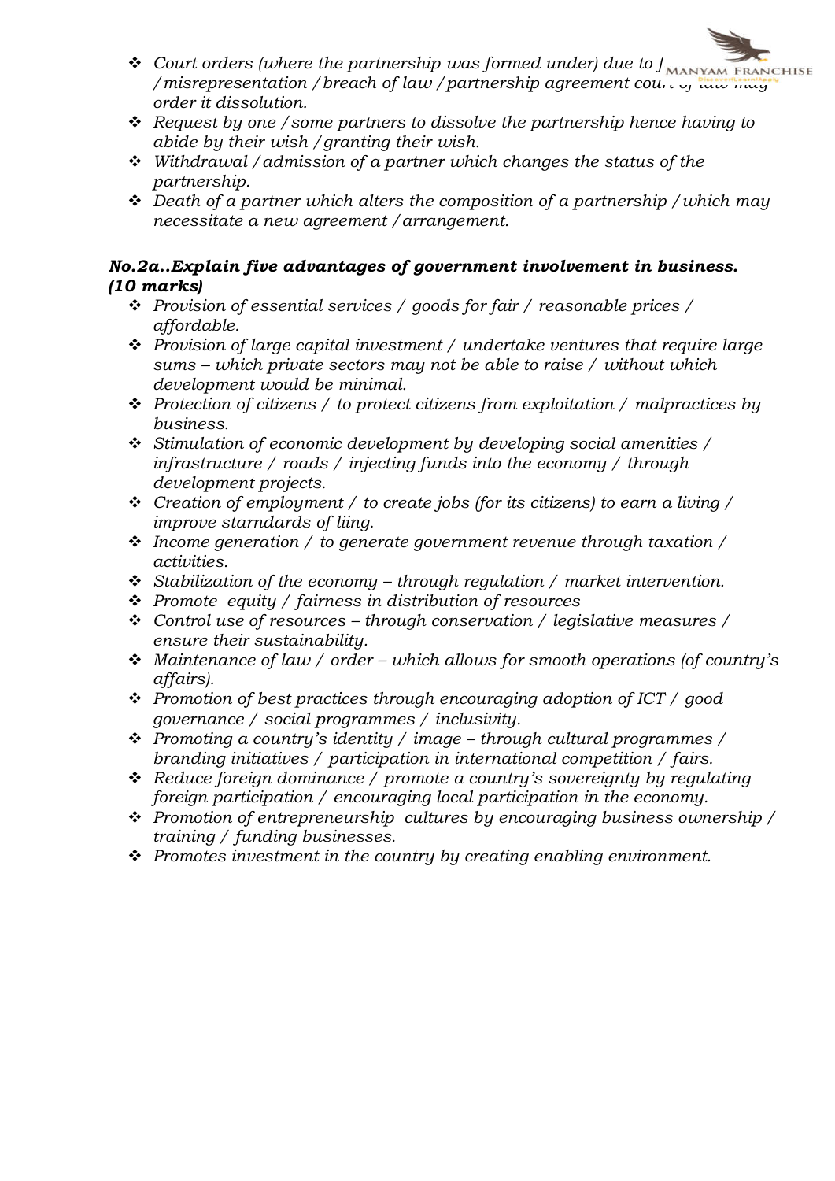- *Court orders (where the partnership was formed under) due to f / misrepresentation / breach of law / partnership agreement court of law may order it dissolution.*
- *Request by one / some partners to dissolve the partnership hence having to abide by their wish / granting their wish.*
- *Withdrawal / admission of a partner which changes the status of the partnership.*
- *Death of a partner which alters the composition of a partnership / which may necessitate a new agreement / arrangement.*

***No.2a..Explain five advantages of government involvement in business. (10 marks)***

- *Provision of essential services / goods for fair / reasonable prices / affordable.*
- *Provision of large capital investment / undertake ventures that require large sums – which private sectors may not be able to raise / without which development would be minimal.*
- *Protection of citizens / to protect citizens from exploitation / malpractices by business.*
- *Stimulation of economic development by developing social amenities / infrastructure / roads / injecting funds into the economy / through development projects.*
- *Creation of employment / to create jobs (for its citizens) to earn a living / improve starndards of liing.*
- *Income generation / to generate government revenue through taxation / activities.*
- *Stabilization of the economy – through regulation / market intervention.*
- *Promote equity / fairness in distribution of resources*
- *Control use of resources – through conservation / legislative measures / ensure their sustainability.*
- *Maintenance of law / order – which allows for smooth operations (of country's affairs).*
- *Promotion of best practices through encouraging adoption of ICT / good governance / social programmes / inclusivity.*
- *Promoting a country's identity / image – through cultural programmes / branding initiatives / participation in international competition / fairs.*
- *Reduce foreign dominance / promote a country's sovereignty by regulating foreign participation / encouraging local participation in the economy.*
- *Promotion of entrepreneurship cultures by encouraging business ownership / training / funding businesses.*
- *Promotes investment in the country by creating enabling environment.*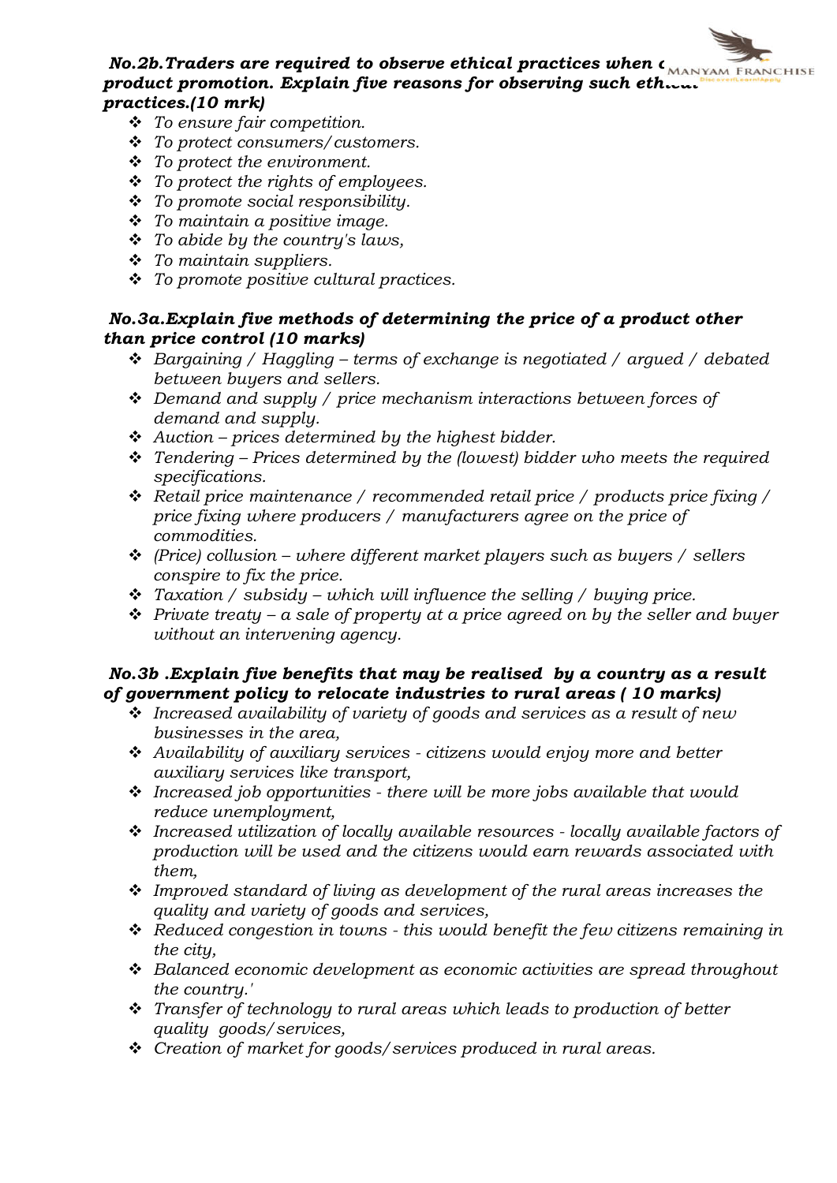***No.2b.Traders are required to observe ethical practices when c product promotion. Explain five reasons for observing such ethical practices.(10 mrk)***

- *To ensure fair competition.*
- *To protect consumers/customers.*
- *To protect the environment.*
- *To protect the rights of employees.*
- *To promote social responsibility.*
- *To maintain a positive image.*
- *To abide by the country's laws,*
- *To maintain suppliers.*
- *To promote positive cultural practices.*

***No.3a.Explain five methods of determining the price of a product other than price control (10 marks)***

- *Bargaining / Haggling – terms of exchange is negotiated / argued / debated between buyers and sellers.*
- *Demand and supply / price mechanism interactions between forces of demand and supply.*
- *Auction – prices determined by the highest bidder.*
- *Tendering – Prices determined by the (lowest) bidder who meets the required specifications.*
- *Retail price maintenance / recommended retail price / products price fixing / price fixing where producers / manufacturers agree on the price of commodities.*
- *(Price) collusion – where different market players such as buyers / sellers conspire to fix the price.*
- *Taxation / subsidy – which will influence the selling / buying price.*
- *Private treaty – a sale of property at a price agreed on by the seller and buyer without an intervening agency.*

***No.3b .Explain five benefits that may be realised by a country as a result of government policy to relocate industries to rural areas ( 10 marks)***

- *Increased availability of variety of goods and services as a result of new businesses in the area,*
- *Availability of auxiliary services - citizens would enjoy more and better auxiliary services like transport,*
- *Increased job opportunities - there will be more jobs available that would reduce unemployment,*
- *Increased utilization of locally available resources - locally available factors of production will be used and the citizens would earn rewards associated with them,*
- *Improved standard of living as development of the rural areas increases the quality and variety of goods and services,*
- *Reduced congestion in towns - this would benefit the few citizens remaining in the city,*
- *Balanced economic development as economic activities are spread throughout the country.'*
- *Transfer of technology to rural areas which leads to production of better quality goods/services,*
- *Creation of market for goods/services produced in rural areas.*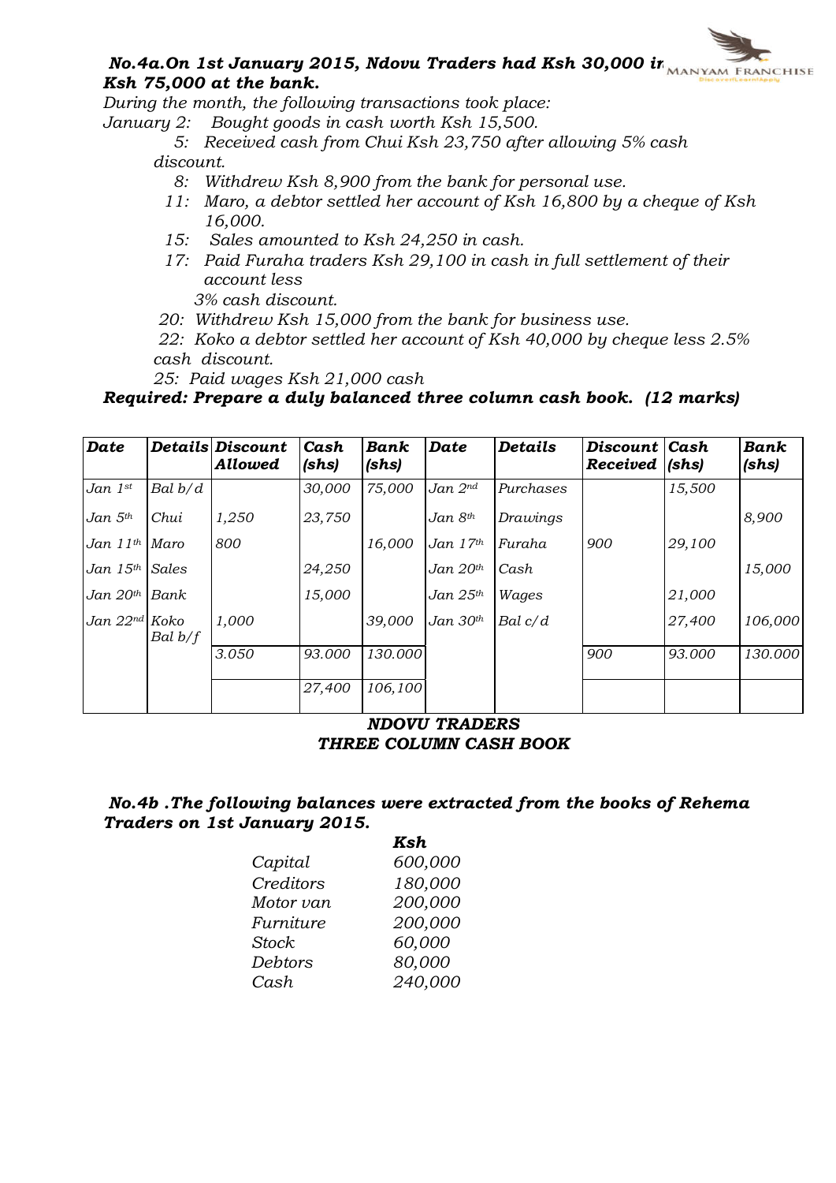***No.4a.On 1st January 2015, Ndovu Traders had Ksh 30,000 in Ksh 75,000 at the bank.***

*During the month, the following transactions took place:*

*January 2: Bought goods in cash worth Ksh 15,500.*

*5: Received cash from Chui Ksh 23,750 after allowing 5% cash discount.*

*8: Withdrew Ksh 8,900 from the bank for personal use.*

*11: Maro, a debtor settled her account of Ksh 16,800 by a cheque of Ksh 16,000.*

*15: Sales amounted to Ksh 24,250 in cash.*

*17: Paid Furaha traders Ksh 29,100 in cash in full settlement of their account less 3% cash discount.*

*20: Withdrew Ksh 15,000 from the bank for business use.*

*22: Koko a debtor settled her account of Ksh 40,000 by cheque less 2.5% cash discount.*

*25: Paid wages Ksh 21,000 cash*

***Required: Prepare a duly balanced three column cash book. (12 marks)***

| Date | Details | Discount Allowed | Cash (shs) | Bank (shs) | Date | Details | Discount Received | Cash (shs) | Bank (shs) |
|---|---|---|---|---|---|---|---|---|---|
| Jan 1st | Bal b/d | | 30,000 | 75,000 | Jan 2nd | Purchases | | 15,500 | |
| Jan 5th | Chui | 1,250 | 23,750 | | Jan 8th | Drawings | | | 8,900 |
| Jan 11th | Maro | 800 | | 16,000 | Jan 17th | Furaha | 900 | 29,100 | |
| Jan 15th | Sales | | 24,250 | | Jan 20th | Cash | | | 15,000 |
| Jan 20th | Bank | | 15,000 | | Jan 25th | Wages | | 21,000 | |
| Jan 22nd | Koko Bal b/f | 1,000 | | 39,000 | Jan 30th | Bal c/d | | 27,400 | 106,000 |
| | | 3.050 | 93.000 | 130.000 | | | 900 | 93.000 | 130.000 |
| | | | 27,400 | 106,100 | | | | | |

***NDOVU TRADERS***
***THREE COLUMN CASH BOOK***

***No.4b .The following balances were extracted from the books of Rehema Traders on 1st January 2015.***

| | Ksh |
|---|---|
| Capital | 600,000 |
| Creditors | 180,000 |
| Motor van | 200,000 |
| Furniture | 200,000 |
| Stock | 60,000 |
| Debtors | 80,000 |
| Cash | 240,000 |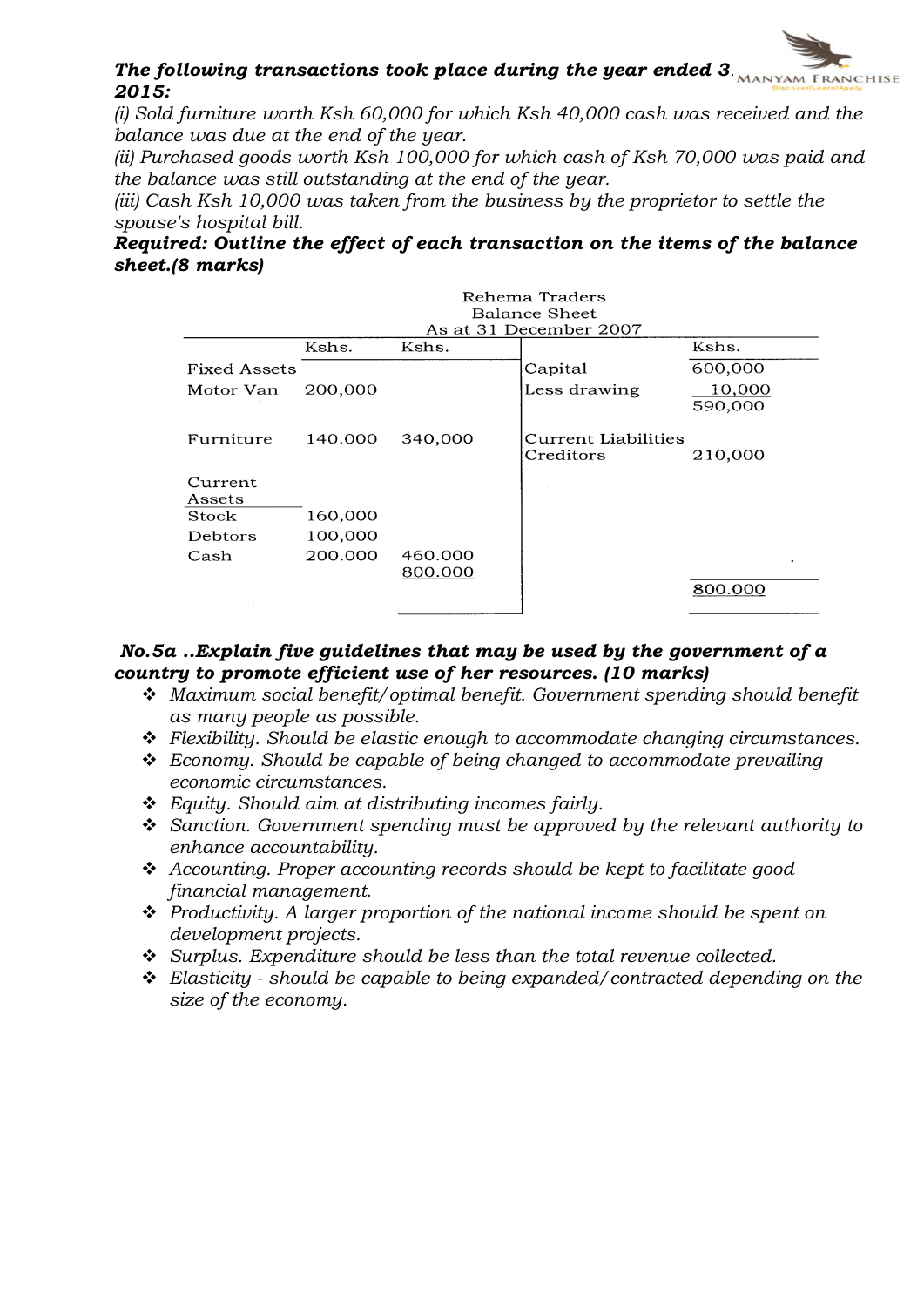***The following transactions took place during the year ended 3... 2015:***

*(i) Sold furniture worth Ksh 60,000 for which Ksh 40,000 cash was received and the balance was due at the end of the year.*

*(ii) Purchased goods worth Ksh 100,000 for which cash of Ksh 70,000 was paid and the balance was still outstanding at the end of the year.*

*(iii) Cash Ksh 10,000 was taken from the business by the proprietor to settle the spouse's hospital bill.*

***Required: Outline the effect of each transaction on the items of the balance sheet.(8 marks)***

Rehema Traders
Balance Sheet
As at 31 December 2007

| | Kshs. | Kshs. | | Kshs. |
|---|---|---|---|---|
| Fixed Assets | | | Capital | 600,000 |
| Motor Van | 200,000 | | Less drawing | 10,000 |
| | | | | 590,000 |
| Furniture | 140.000 | 340,000 | Current Liabilities | |
| | | | Creditors | 210,000 |
| Current Assets | | | | |
| Stock | 160,000 | | | |
| Debtors | 100,000 | | | |
| Cash | 200.000 | 460.000 | | |
| | | 800.000 | | 800.000 |

***No.5a ..Explain five guidelines that may be used by the government of a country to promote efficient use of her resources. (10 marks)***

- *Maximum social benefit/optimal benefit. Government spending should benefit as many people as possible.*
- *Flexibility. Should be elastic enough to accommodate changing circumstances.*
- *Economy. Should be capable of being changed to accommodate prevailing economic circumstances.*
- *Equity. Should aim at distributing incomes fairly.*
- *Sanction. Government spending must be approved by the relevant authority to enhance accountability.*
- *Accounting. Proper accounting records should be kept to facilitate good financial management.*
- *Productivity. A larger proportion of the national income should be spent on development projects.*
- *Surplus. Expenditure should be less than the total revenue collected.*
- *Elasticity - should be capable to being expanded/contracted depending on the size of the economy.*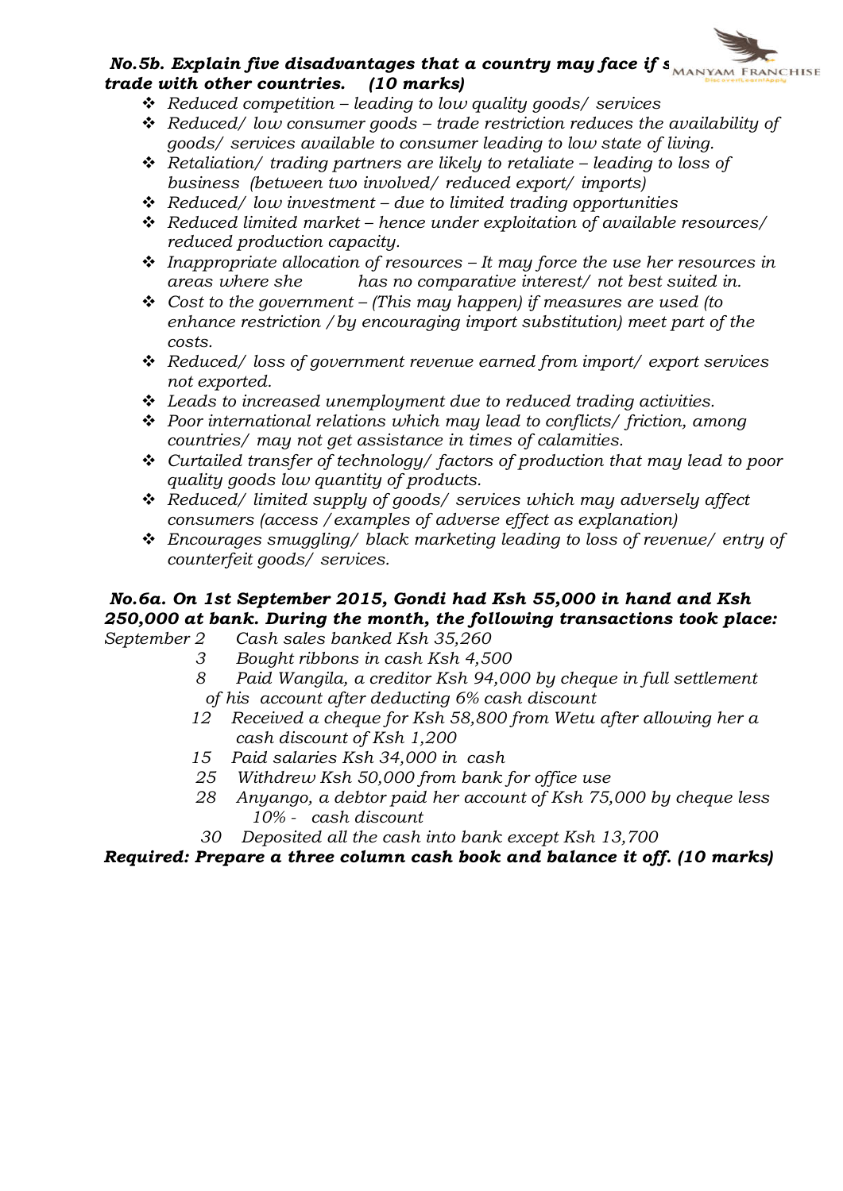***No.5b. Explain five disadvantages that a country may face if s... trade with other countries. (10 marks)***

- *Reduced competition – leading to low quality goods/ services*
- *Reduced/ low consumer goods – trade restriction reduces the availability of goods/ services available to consumer leading to low state of living.*
- *Retaliation/ trading partners are likely to retaliate – leading to loss of business (between two involved/ reduced export/ imports)*
- *Reduced/ low investment – due to limited trading opportunities*
- *Reduced limited market – hence under exploitation of available resources/ reduced production capacity.*
- *Inappropriate allocation of resources – It may force the use her resources in areas where she has no comparative interest/ not best suited in.*
- *Cost to the government – (This may happen) if measures are used (to enhance restriction /by encouraging import substitution) meet part of the costs.*
- *Reduced/ loss of government revenue earned from import/ export services not exported.*
- *Leads to increased unemployment due to reduced trading activities.*
- *Poor international relations which may lead to conflicts/ friction, among countries/ may not get assistance in times of calamities.*
- *Curtailed transfer of technology/ factors of production that may lead to poor quality goods low quantity of products.*
- *Reduced/ limited supply of goods/ services which may adversely affect consumers (access /examples of adverse effect as explanation)*
- *Encourages smuggling/ black marketing leading to loss of revenue/ entry of counterfeit goods/ services.*

***No.6a. On 1st September 2015, Gondi had Ksh 55,000 in hand and Ksh 250,000 at bank. During the month, the following transactions took place:***

*September 2 Cash sales banked Ksh 35,260*

*3 Bought ribbons in cash Ksh 4,500*

*8 Paid Wangila, a creditor Ksh 94,000 by cheque in full settlement of his account after deducting 6% cash discount*

*12 Received a cheque for Ksh 58,800 from Wetu after allowing her a cash discount of Ksh 1,200*

*15 Paid salaries Ksh 34,000 in cash*

*25 Withdrew Ksh 50,000 from bank for office use*

*28 Anyango, a debtor paid her account of Ksh 75,000 by cheque less 10% - cash discount*

*30 Deposited all the cash into bank except Ksh 13,700*

***Required: Prepare a three column cash book and balance it off. (10 marks)***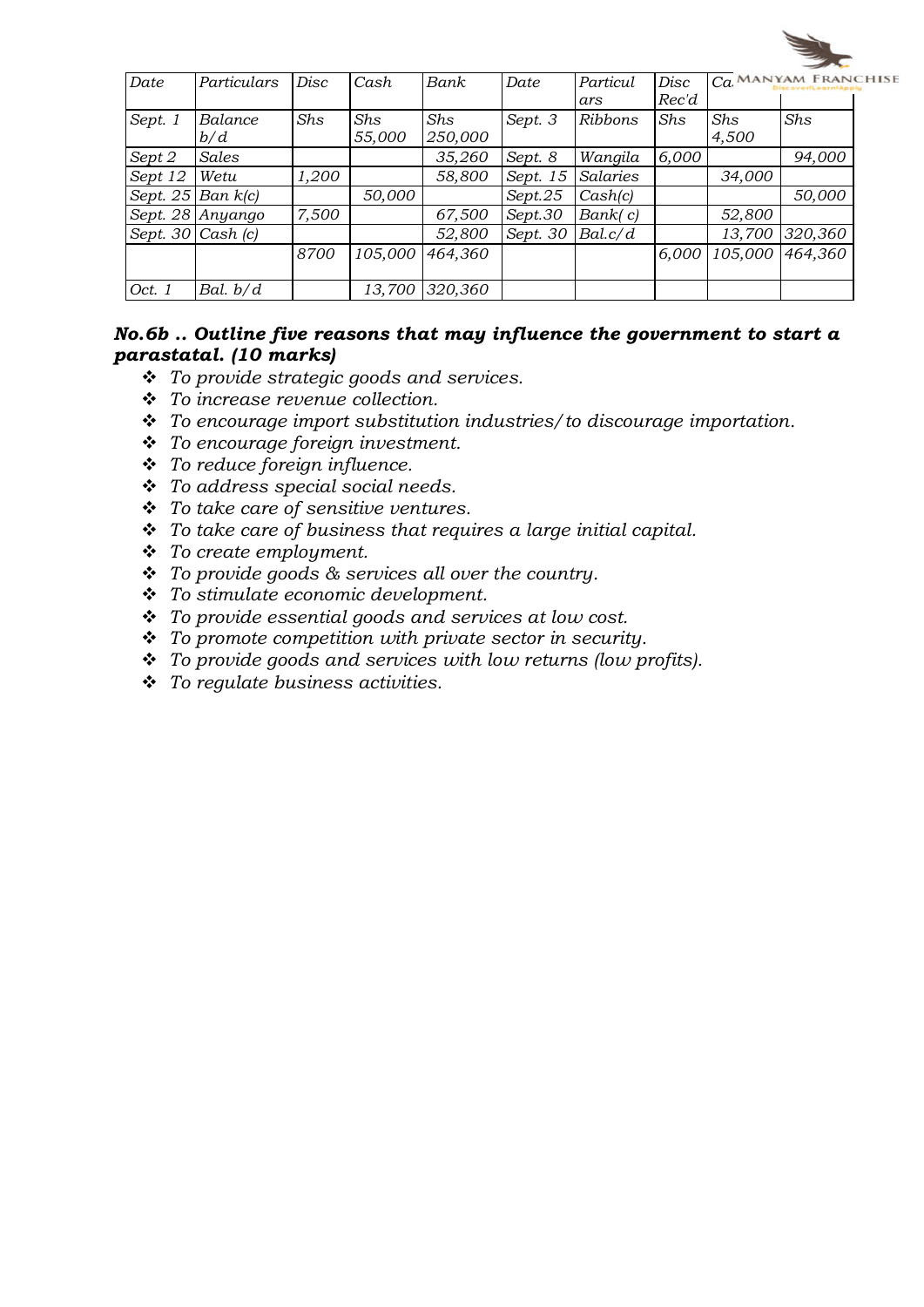| Date | Particulars | Disc | Cash | Bank | Date | Particulars | Disc Rec'd | Cash | Bank |
|---|---|---|---|---|---|---|---|---|---|
| Sept. 1 | Balance b/d | Shs | Shs 55,000 | Shs 250,000 | Sept. 3 | Ribbons | Shs | Shs 4,500 | Shs |
| Sept 2 | Sales | | | 35,260 | Sept. 8 | Wangila | 6,000 | | 94,000 |
| Sept 12 | Wetu | 1,200 | | 58,800 | Sept. 15 | Salaries | | 34,000 | |
| Sept. 25 | Ban k(c) | | 50,000 | | Sept.25 | Cash(c) | | | 50,000 |
| Sept. 28 | Anyango | 7,500 | | 67,500 | Sept.30 | Bank( c) | | 52,800 | |
| Sept. 30 | Cash (c) | | | 52,800 | Sept. 30 | Bal.c/d | | 13,700 | 320,360 |
| | | 8700 | 105,000 | 464,360 | | | 6,000 | 105,000 | 464,360 |
| Oct. 1 | Bal. b/d | | 13,700 | 320,360 | | | | | |

***No.6b .. Outline five reasons that may influence the government to start a parastatal. (10 marks)***

- *To provide strategic goods and services.*
- *To increase revenue collection.*
- *To encourage import substitution industries/ to discourage importation.*
- *To encourage foreign investment.*
- *To reduce foreign influence.*
- *To address special social needs.*
- *To take care of sensitive ventures.*
- *To take care of business that requires a large initial capital.*
- *To create employment.*
- *To provide goods & services all over the country.*
- *To stimulate economic development.*
- *To provide essential goods and services at low cost.*
- *To promote competition with private sector in security.*
- *To provide goods and services with low returns (low profits).*
- *To regulate business activities.*